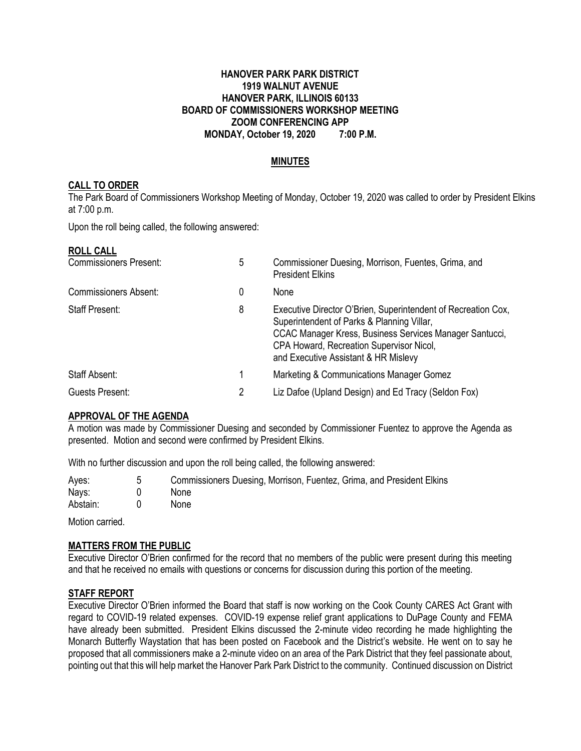**HANOVER PARK PARK DISTRICT**
**1919 WALNUT AVENUE**
**HANOVER PARK, ILLINOIS 60133**
**BOARD OF COMMISSIONERS WORKSHOP MEETING**
**ZOOM CONFERENCING APP**
**MONDAY, October 19, 2020 7:00 P.M.**

# MINUTES

## CALL TO ORDER

The Park Board of Commissioners Workshop Meeting of Monday, October 19, 2020 was called to order by President Elkins at 7:00 p.m.

Upon the roll being called, the following answered:

## ROLL CALL

| | | |
|---|---|---|
| Commissioners Present: | 5 | Commissioner Duesing, Morrison, Fuentes, Grima, and President Elkins |
| Commissioners Absent: | 0 | None |
| Staff Present: | 8 | Executive Director O'Brien, Superintendent of Recreation Cox, Superintendent of Parks & Planning Villar, CCAC Manager Kress, Business Services Manager Santucci, CPA Howard, Recreation Supervisor Nicol, and Executive Assistant & HR Mislevy |
| Staff Absent: | 1 | Marketing & Communications Manager Gomez |
| Guests Present: | 2 | Liz Dafoe (Upland Design) and Ed Tracy (Seldon Fox) |

## APPROVAL OF THE AGENDA

A motion was made by Commissioner Duesing and seconded by Commissioner Fuentez to approve the Agenda as presented. Motion and second were confirmed by President Elkins.

With no further discussion and upon the roll being called, the following answered:

| | | |
|---|---|---|
| Ayes: | 5 | Commissioners Duesing, Morrison, Fuentez, Grima, and President Elkins |
| Nays: | 0 | None |
| Abstain: | 0 | None |

Motion carried.

## MATTERS FROM THE PUBLIC

Executive Director O'Brien confirmed for the record that no members of the public were present during this meeting and that he received no emails with questions or concerns for discussion during this portion of the meeting.

## STAFF REPORT

Executive Director O'Brien informed the Board that staff is now working on the Cook County CARES Act Grant with regard to COVID-19 related expenses. COVID-19 expense relief grant applications to DuPage County and FEMA have already been submitted. President Elkins discussed the 2-minute video recording he made highlighting the Monarch Butterfly Waystation that has been posted on Facebook and the District's website. He went on to say he proposed that all commissioners make a 2-minute video on an area of the Park District that they feel passionate about, pointing out that this will help market the Hanover Park Park District to the community. Continued discussion on District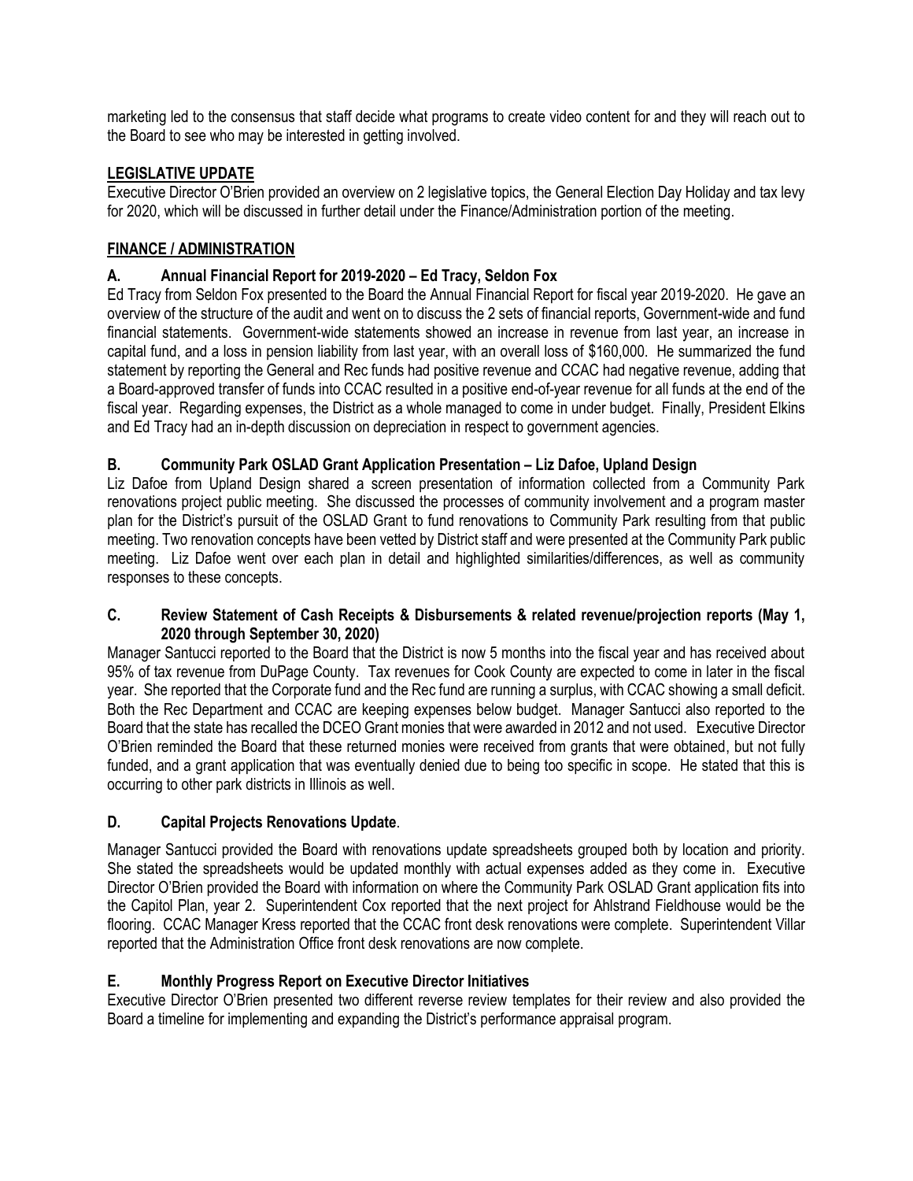marketing led to the consensus that staff decide what programs to create video content for and they will reach out to the Board to see who may be interested in getting involved.

## LEGISLATIVE UPDATE

Executive Director O'Brien provided an overview on 2 legislative topics, the General Election Day Holiday and tax levy for 2020, which will be discussed in further detail under the Finance/Administration portion of the meeting.

## FINANCE / ADMINISTRATION

### A. Annual Financial Report for 2019-2020 – Ed Tracy, Seldon Fox

Ed Tracy from Seldon Fox presented to the Board the Annual Financial Report for fiscal year 2019-2020. He gave an overview of the structure of the audit and went on to discuss the 2 sets of financial reports, Government-wide and fund financial statements. Government-wide statements showed an increase in revenue from last year, an increase in capital fund, and a loss in pension liability from last year, with an overall loss of $160,000. He summarized the fund statement by reporting the General and Rec funds had positive revenue and CCAC had negative revenue, adding that a Board-approved transfer of funds into CCAC resulted in a positive end-of-year revenue for all funds at the end of the fiscal year. Regarding expenses, the District as a whole managed to come in under budget. Finally, President Elkins and Ed Tracy had an in-depth discussion on depreciation in respect to government agencies.

### B. Community Park OSLAD Grant Application Presentation – Liz Dafoe, Upland Design

Liz Dafoe from Upland Design shared a screen presentation of information collected from a Community Park renovations project public meeting. She discussed the processes of community involvement and a program master plan for the District's pursuit of the OSLAD Grant to fund renovations to Community Park resulting from that public meeting. Two renovation concepts have been vetted by District staff and were presented at the Community Park public meeting. Liz Dafoe went over each plan in detail and highlighted similarities/differences, as well as community responses to these concepts.

### C. Review Statement of Cash Receipts & Disbursements & related revenue/projection reports (May 1, 2020 through September 30, 2020)

Manager Santucci reported to the Board that the District is now 5 months into the fiscal year and has received about 95% of tax revenue from DuPage County. Tax revenues for Cook County are expected to come in later in the fiscal year. She reported that the Corporate fund and the Rec fund are running a surplus, with CCAC showing a small deficit. Both the Rec Department and CCAC are keeping expenses below budget. Manager Santucci also reported to the Board that the state has recalled the DCEO Grant monies that were awarded in 2012 and not used. Executive Director O'Brien reminded the Board that these returned monies were received from grants that were obtained, but not fully funded, and a grant application that was eventually denied due to being too specific in scope. He stated that this is occurring to other park districts in Illinois as well.

### D. Capital Projects Renovations Update.

Manager Santucci provided the Board with renovations update spreadsheets grouped both by location and priority. She stated the spreadsheets would be updated monthly with actual expenses added as they come in. Executive Director O'Brien provided the Board with information on where the Community Park OSLAD Grant application fits into the Capitol Plan, year 2. Superintendent Cox reported that the next project for Ahlstrand Fieldhouse would be the flooring. CCAC Manager Kress reported that the CCAC front desk renovations were complete. Superintendent Villar reported that the Administration Office front desk renovations are now complete.

### E. Monthly Progress Report on Executive Director Initiatives

Executive Director O'Brien presented two different reverse review templates for their review and also provided the Board a timeline for implementing and expanding the District's performance appraisal program.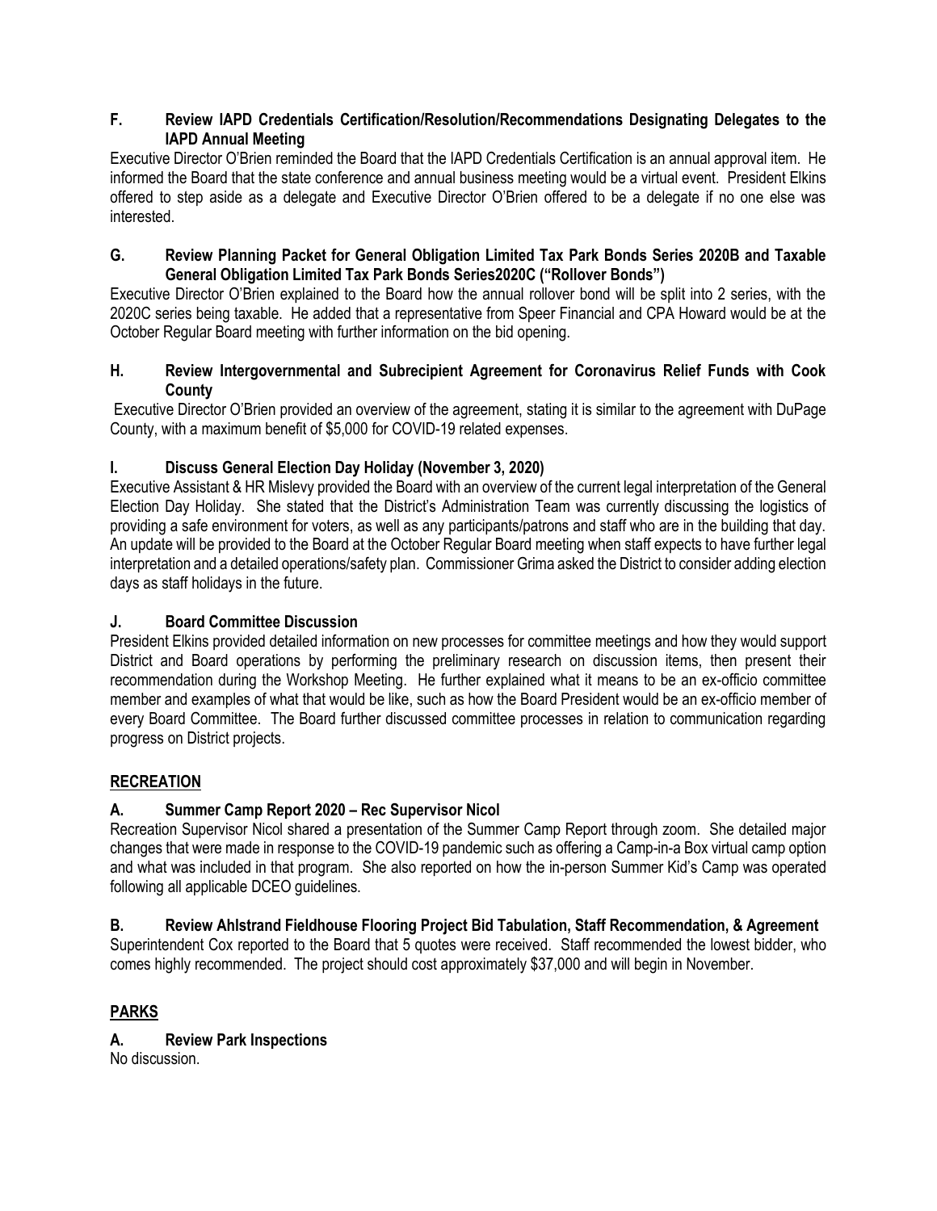**F. Review IAPD Credentials Certification/Resolution/Recommendations Designating Delegates to the IAPD Annual Meeting**

Executive Director O'Brien reminded the Board that the IAPD Credentials Certification is an annual approval item. He informed the Board that the state conference and annual business meeting would be a virtual event. President Elkins offered to step aside as a delegate and Executive Director O'Brien offered to be a delegate if no one else was interested.

**G. Review Planning Packet for General Obligation Limited Tax Park Bonds Series 2020B and Taxable General Obligation Limited Tax Park Bonds Series2020C ("Rollover Bonds")**

Executive Director O'Brien explained to the Board how the annual rollover bond will be split into 2 series, with the 2020C series being taxable. He added that a representative from Speer Financial and CPA Howard would be at the October Regular Board meeting with further information on the bid opening.

**H. Review Intergovernmental and Subrecipient Agreement for Coronavirus Relief Funds with Cook County**

Executive Director O'Brien provided an overview of the agreement, stating it is similar to the agreement with DuPage County, with a maximum benefit of $5,000 for COVID-19 related expenses.

**I. Discuss General Election Day Holiday (November 3, 2020)**

Executive Assistant & HR Mislevy provided the Board with an overview of the current legal interpretation of the General Election Day Holiday. She stated that the District's Administration Team was currently discussing the logistics of providing a safe environment for voters, as well as any participants/patrons and staff who are in the building that day. An update will be provided to the Board at the October Regular Board meeting when staff expects to have further legal interpretation and a detailed operations/safety plan. Commissioner Grima asked the District to consider adding election days as staff holidays in the future.

**J. Board Committee Discussion**

President Elkins provided detailed information on new processes for committee meetings and how they would support District and Board operations by performing the preliminary research on discussion items, then present their recommendation during the Workshop Meeting. He further explained what it means to be an ex-officio committee member and examples of what that would be like, such as how the Board President would be an ex-officio member of every Board Committee. The Board further discussed committee processes in relation to communication regarding progress on District projects.

## RECREATION

**A. Summer Camp Report 2020 – Rec Supervisor Nicol**

Recreation Supervisor Nicol shared a presentation of the Summer Camp Report through zoom. She detailed major changes that were made in response to the COVID-19 pandemic such as offering a Camp-in-a Box virtual camp option and what was included in that program. She also reported on how the in-person Summer Kid's Camp was operated following all applicable DCEO guidelines.

**B. Review Ahlstrand Fieldhouse Flooring Project Bid Tabulation, Staff Recommendation, & Agreement**

Superintendent Cox reported to the Board that 5 quotes were received. Staff recommended the lowest bidder, who comes highly recommended. The project should cost approximately $37,000 and will begin in November.

## PARKS

**A. Review Park Inspections**

No discussion.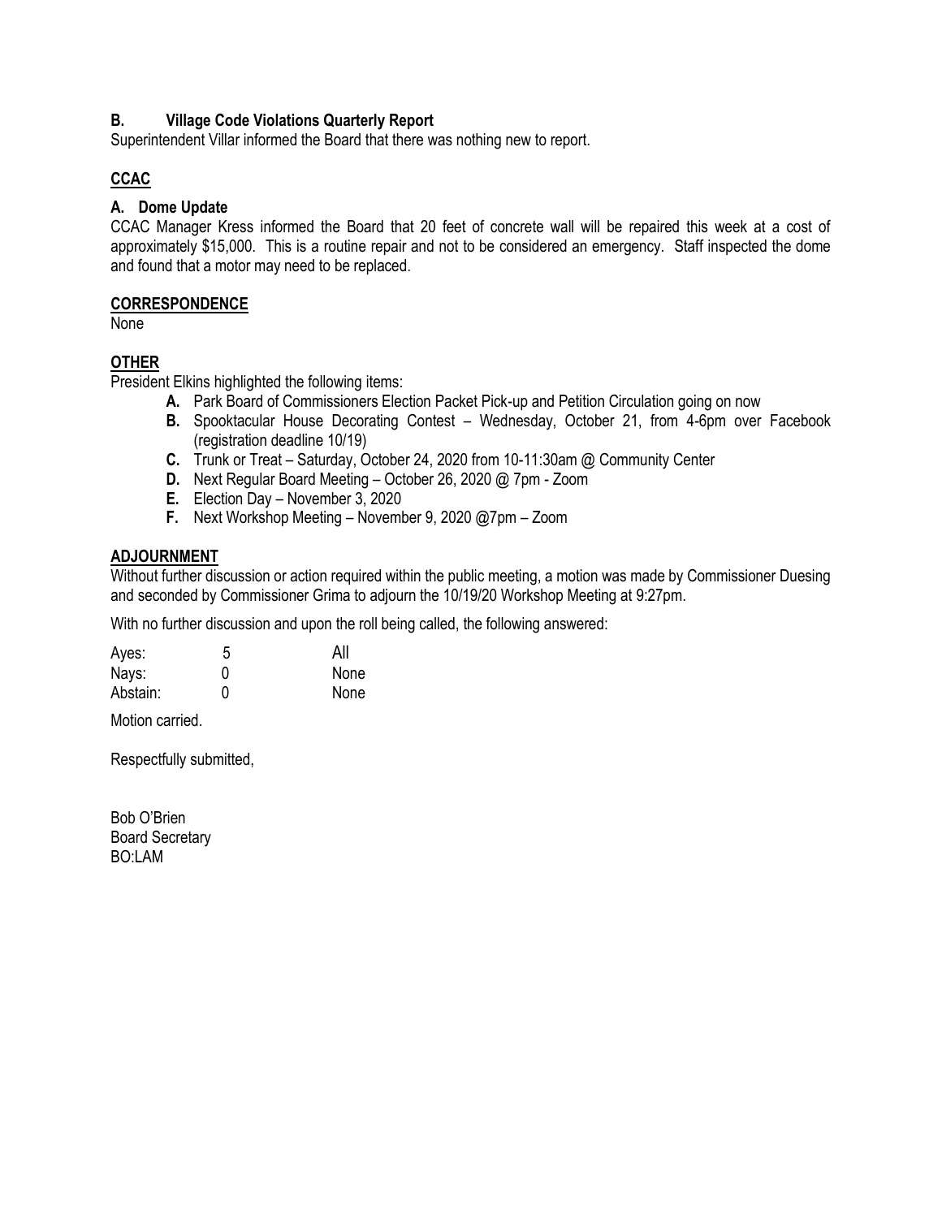### B. Village Code Violations Quarterly Report

Superintendent Villar informed the Board that there was nothing new to report.

## CCAC

### A. Dome Update

CCAC Manager Kress informed the Board that 20 feet of concrete wall will be repaired this week at a cost of approximately $15,000. This is a routine repair and not to be considered an emergency. Staff inspected the dome and found that a motor may need to be replaced.

## CORRESPONDENCE

None

## OTHER

President Elkins highlighted the following items:

- **A.** Park Board of Commissioners Election Packet Pick-up and Petition Circulation going on now
- **B.** Spooktacular House Decorating Contest – Wednesday, October 21, from 4-6pm over Facebook (registration deadline 10/19)
- **C.** Trunk or Treat – Saturday, October 24, 2020 from 10-11:30am @ Community Center
- **D.** Next Regular Board Meeting – October 26, 2020 @ 7pm - Zoom
- **E.** Election Day – November 3, 2020
- **F.** Next Workshop Meeting – November 9, 2020 @7pm – Zoom

## ADJOURNMENT

Without further discussion or action required within the public meeting, a motion was made by Commissioner Duesing and seconded by Commissioner Grima to adjourn the 10/19/20 Workshop Meeting at 9:27pm.

With no further discussion and upon the roll being called, the following answered:

| | | |
|---|---|---|
| Ayes: | 5 | All |
| Nays: | 0 | None |
| Abstain: | 0 | None |

Motion carried.

Respectfully submitted,

Bob O'Brien
Board Secretary
BO:LAM